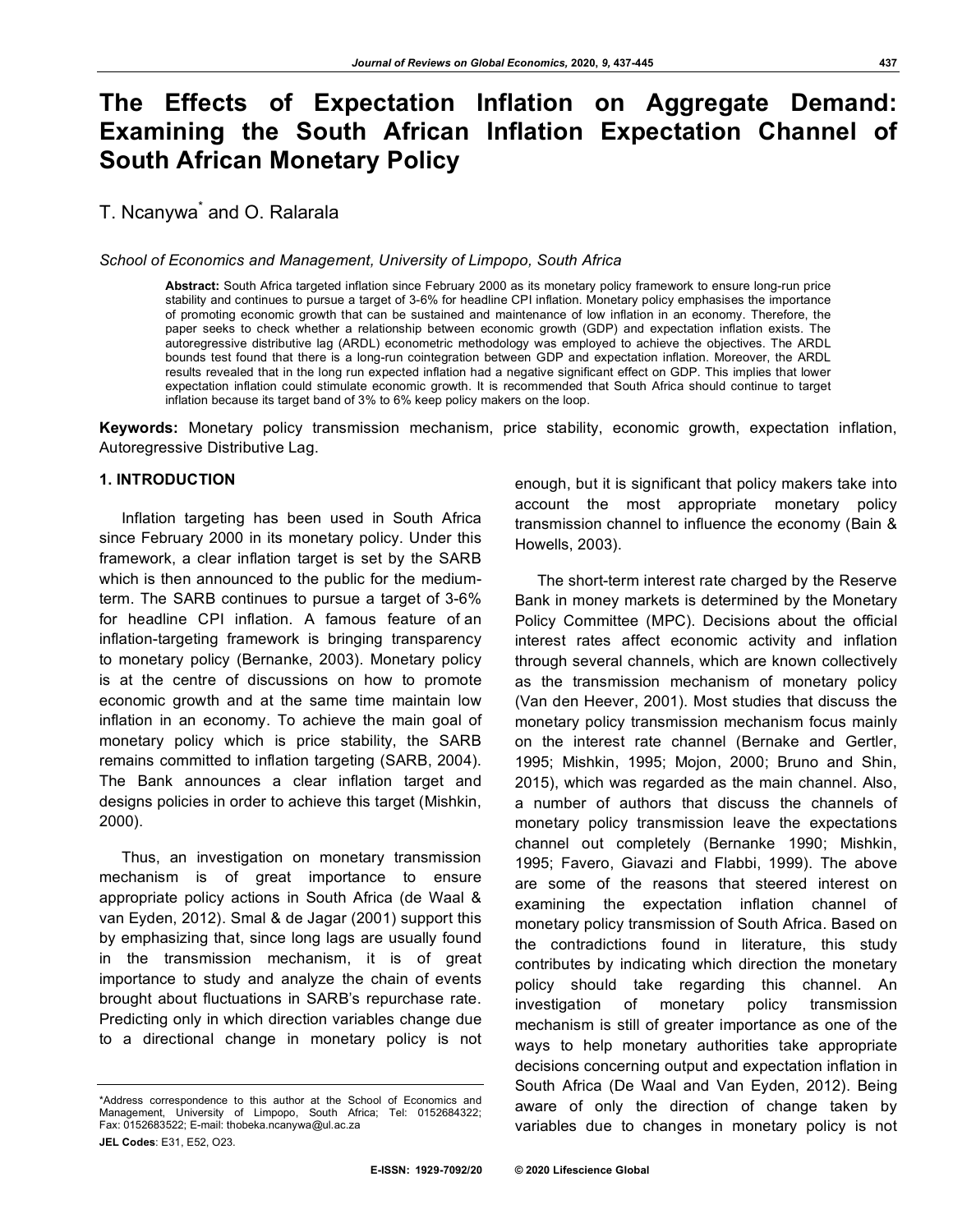# The Effects of Expectation Inflation on Aggregate Demand: Examining the South African Inflation Expectation Channel of South African Monetary Policy

T. Ncanywa* and O. Ralarala

*School of Economics and Management, University of Limpopo, South Africa*

**Abstract:** South Africa targeted inflation since February 2000 as its monetary policy framework to ensure long-run price stability and continues to pursue a target of 3-6% for headline CPI inflation. Monetary policy emphasises the importance of promoting economic growth that can be sustained and maintenance of low inflation in an economy. Therefore, the paper seeks to check whether a relationship between economic growth (GDP) and expectation inflation exists. The autoregressive distributive lag (ARDL) econometric methodology was employed to achieve the objectives. The ARDL bounds test found that there is a long-run cointegration between GDP and expectation inflation. Moreover, the ARDL results revealed that in the long run expected inflation had a negative significant effect on GDP. This implies that lower expectation inflation could stimulate economic growth. It is recommended that South Africa should continue to target inflation because its target band of 3% to 6% keep policy makers on the loop.

**Keywords:** Monetary policy transmission mechanism, price stability, economic growth, expectation inflation, Autoregressive Distributive Lag.

## 1. INTRODUCTION

Inflation targeting has been used in South Africa since February 2000 in its monetary policy. Under this framework, a clear inflation target is set by the SARB which is then announced to the public for the medium-term. The SARB continues to pursue a target of 3-6% for headline CPI inflation. A famous feature of an inflation-targeting framework is bringing transparency to monetary policy (Bernanke, 2003). Monetary policy is at the centre of discussions on how to promote economic growth and at the same time maintain low inflation in an economy. To achieve the main goal of monetary policy which is price stability, the SARB remains committed to inflation targeting (SARB, 2004). The Bank announces a clear inflation target and designs policies in order to achieve this target (Mishkin, 2000).

Thus, an investigation on monetary transmission mechanism is of great importance to ensure appropriate policy actions in South Africa (de Waal & van Eyden, 2012). Smal & de Jagar (2001) support this by emphasizing that, since long lags are usually found in the transmission mechanism, it is of great importance to study and analyze the chain of events brought about fluctuations in SARB's repurchase rate. Predicting only in which direction variables change due to a directional change in monetary policy is not enough, but it is significant that policy makers take into account the most appropriate monetary policy transmission channel to influence the economy (Bain & Howells, 2003).

The short-term interest rate charged by the Reserve Bank in money markets is determined by the Monetary Policy Committee (MPC). Decisions about the official interest rates affect economic activity and inflation through several channels, which are known collectively as the transmission mechanism of monetary policy (Van den Heever, 2001). Most studies that discuss the monetary policy transmission mechanism focus mainly on the interest rate channel (Bernake and Gertler, 1995; Mishkin, 1995; Mojon, 2000; Bruno and Shin, 2015), which was regarded as the main channel. Also, a number of authors that discuss the channels of monetary policy transmission leave the expectations channel out completely (Bernanke 1990; Mishkin, 1995; Favero, Giavazi and Flabbi, 1999). The above are some of the reasons that steered interest on examining the expectation inflation channel of monetary policy transmission of South Africa. Based on the contradictions found in literature, this study contributes by indicating which direction the monetary policy should take regarding this channel. An investigation of monetary policy transmission mechanism is still of greater importance as one of the ways to help monetary authorities take appropriate decisions concerning output and expectation inflation in South Africa (De Waal and Van Eyden, 2012). Being aware of only the direction of change taken by variables due to changes in monetary policy is not

*Address correspondence to this author at the School of Economics and Management, University of Limpopo, South Africa; Tel: 0152684322; Fax: 0152683522; E-mail: thobeka.ncanywa@ul.ac.za

**JEL Codes**: E31, E52, O23.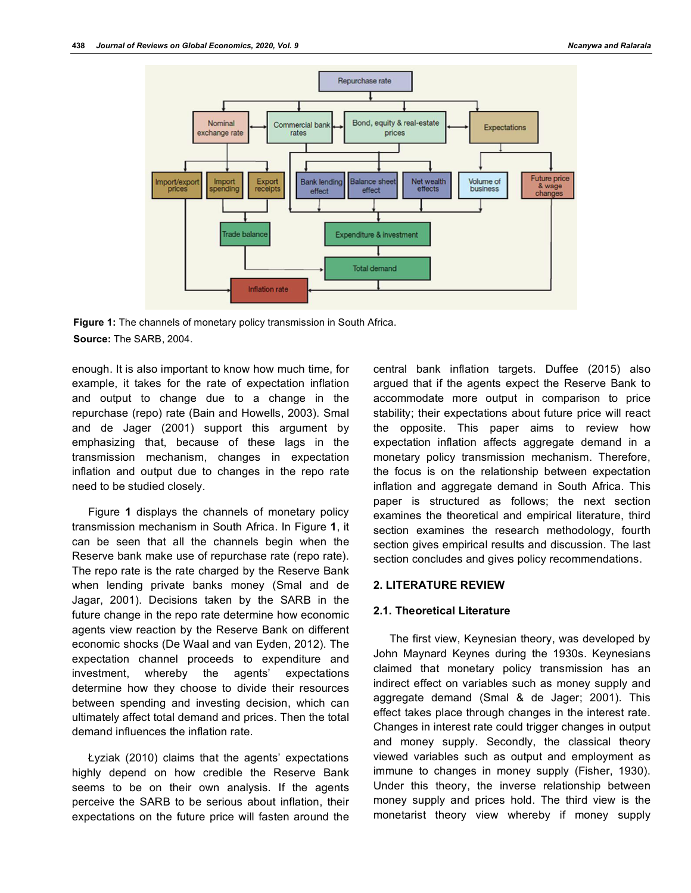**Figure 1:** The channels of monetary policy transmission in South Africa.

**Source:** The SARB, 2004.

enough. It is also important to know how much time, for example, it takes for the rate of expectation inflation and output to change due to a change in the repurchase (repo) rate (Bain and Howells, 2003). Smal and de Jager (2001) support this argument by emphasizing that, because of these lags in the transmission mechanism, changes in expectation inflation and output due to changes in the repo rate need to be studied closely.

Figure **1** displays the channels of monetary policy transmission mechanism in South Africa. In Figure **1**, it can be seen that all the channels begin when the Reserve bank make use of repurchase rate (repo rate). The repo rate is the rate charged by the Reserve Bank when lending private banks money (Smal and de Jagar, 2001). Decisions taken by the SARB in the future change in the repo rate determine how economic agents view reaction by the Reserve Bank on different economic shocks (De Waal and van Eyden, 2012). The expectation channel proceeds to expenditure and investment, whereby the agents' expectations determine how they choose to divide their resources between spending and investing decision, which can ultimately affect total demand and prices. Then the total demand influences the inflation rate.

Łyziak (2010) claims that the agents' expectations highly depend on how credible the Reserve Bank seems to be on their own analysis. If the agents perceive the SARB to be serious about inflation, their expectations on the future price will fasten around the central bank inflation targets. Duffee (2015) also argued that if the agents expect the Reserve Bank to accommodate more output in comparison to price stability; their expectations about future price will react the opposite. This paper aims to review how expectation inflation affects aggregate demand in a monetary policy transmission mechanism. Therefore, the focus is on the relationship between expectation inflation and aggregate demand in South Africa. This paper is structured as follows; the next section examines the theoretical and empirical literature, third section examines the research methodology, fourth section gives empirical results and discussion. The last section concludes and gives policy recommendations.

## 2. LITERATURE REVIEW

### 2.1. Theoretical Literature

The first view, Keynesian theory, was developed by John Maynard Keynes during the 1930s. Keynesians claimed that monetary policy transmission has an indirect effect on variables such as money supply and aggregate demand (Smal & de Jager; 2001). This effect takes place through changes in the interest rate. Changes in interest rate could trigger changes in output and money supply. Secondly, the classical theory viewed variables such as output and employment as immune to changes in money supply (Fisher, 1930). Under this theory, the inverse relationship between money supply and prices hold. The third view is the monetarist theory view whereby if money supply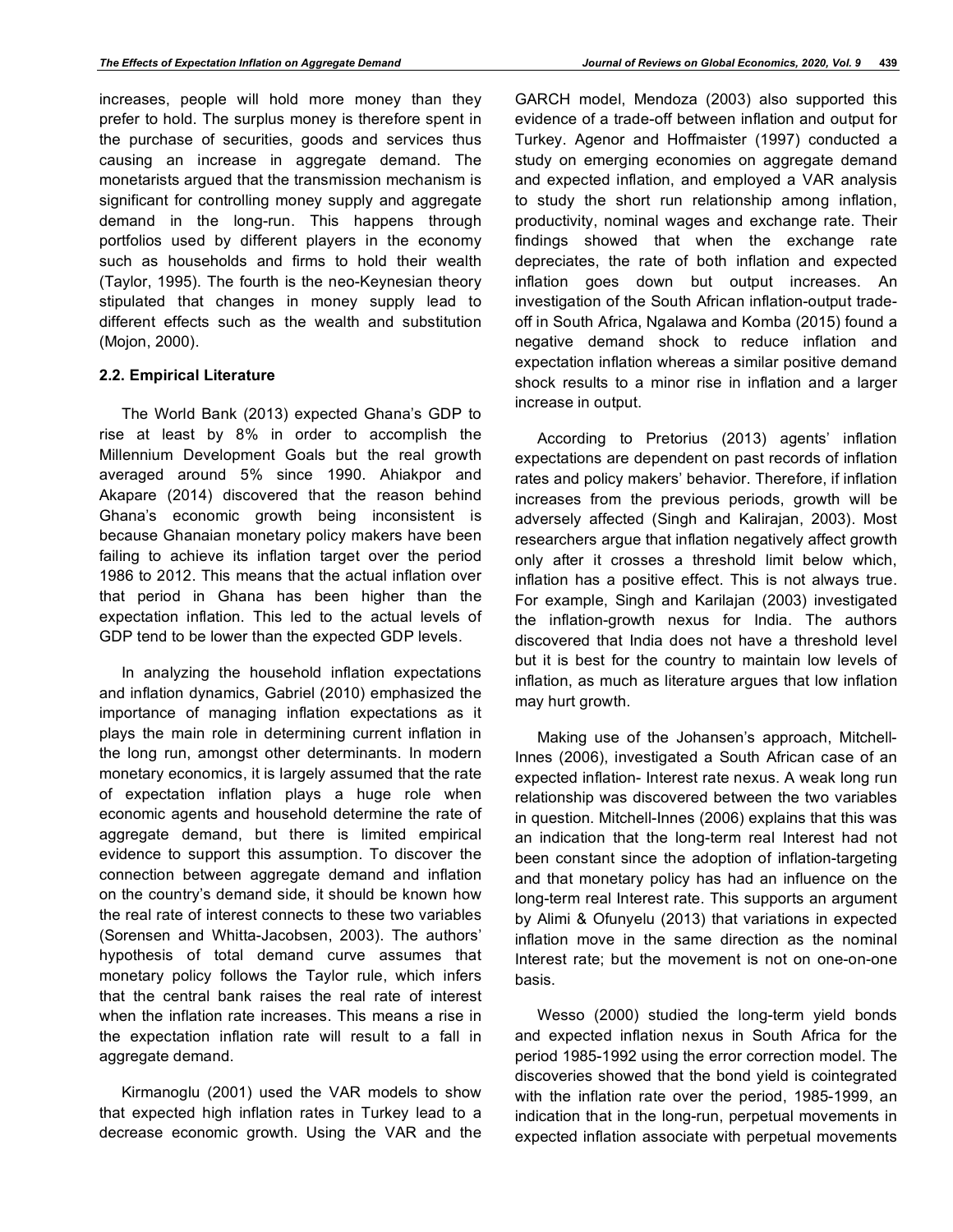increases, people will hold more money than they prefer to hold. The surplus money is therefore spent in the purchase of securities, goods and services thus causing an increase in aggregate demand. The monetarists argued that the transmission mechanism is significant for controlling money supply and aggregate demand in the long-run. This happens through portfolios used by different players in the economy such as households and firms to hold their wealth (Taylor, 1995). The fourth is the neo-Keynesian theory stipulated that changes in money supply lead to different effects such as the wealth and substitution (Mojon, 2000).

### 2.2. Empirical Literature

The World Bank (2013) expected Ghana's GDP to rise at least by 8% in order to accomplish the Millennium Development Goals but the real growth averaged around 5% since 1990. Ahiakpor and Akapare (2014) discovered that the reason behind Ghana's economic growth being inconsistent is because Ghanaian monetary policy makers have been failing to achieve its inflation target over the period 1986 to 2012. This means that the actual inflation over that period in Ghana has been higher than the expectation inflation. This led to the actual levels of GDP tend to be lower than the expected GDP levels.

In analyzing the household inflation expectations and inflation dynamics, Gabriel (2010) emphasized the importance of managing inflation expectations as it plays the main role in determining current inflation in the long run, amongst other determinants. In modern monetary economics, it is largely assumed that the rate of expectation inflation plays a huge role when economic agents and household determine the rate of aggregate demand, but there is limited empirical evidence to support this assumption. To discover the connection between aggregate demand and inflation on the country's demand side, it should be known how the real rate of interest connects to these two variables (Sorensen and Whitta-Jacobsen, 2003). The authors' hypothesis of total demand curve assumes that monetary policy follows the Taylor rule, which infers that the central bank raises the real rate of interest when the inflation rate increases. This means a rise in the expectation inflation rate will result to a fall in aggregate demand.

Kirmanoglu (2001) used the VAR models to show that expected high inflation rates in Turkey lead to a decrease economic growth. Using the VAR and the GARCH model, Mendoza (2003) also supported this evidence of a trade-off between inflation and output for Turkey. Agenor and Hoffmaister (1997) conducted a study on emerging economies on aggregate demand and expected inflation, and employed a VAR analysis to study the short run relationship among inflation, productivity, nominal wages and exchange rate. Their findings showed that when the exchange rate depreciates, the rate of both inflation and expected inflation goes down but output increases. An investigation of the South African inflation-output trade-off in South Africa, Ngalawa and Komba (2015) found a negative demand shock to reduce inflation and expectation inflation whereas a similar positive demand shock results to a minor rise in inflation and a larger increase in output.

According to Pretorius (2013) agents' inflation expectations are dependent on past records of inflation rates and policy makers' behavior. Therefore, if inflation increases from the previous periods, growth will be adversely affected (Singh and Kalirajan, 2003). Most researchers argue that inflation negatively affect growth only after it crosses a threshold limit below which, inflation has a positive effect. This is not always true. For example, Singh and Karilajan (2003) investigated the inflation-growth nexus for India. The authors discovered that India does not have a threshold level but it is best for the country to maintain low levels of inflation, as much as literature argues that low inflation may hurt growth.

Making use of the Johansen's approach, Mitchell-Innes (2006), investigated a South African case of an expected inflation- Interest rate nexus. A weak long run relationship was discovered between the two variables in question. Mitchell-Innes (2006) explains that this was an indication that the long-term real Interest had not been constant since the adoption of inflation-targeting and that monetary policy has had an influence on the long-term real Interest rate. This supports an argument by Alimi & Ofunyelu (2013) that variations in expected inflation move in the same direction as the nominal Interest rate; but the movement is not on one-on-one basis.

Wesso (2000) studied the long-term yield bonds and expected inflation nexus in South Africa for the period 1985-1992 using the error correction model. The discoveries showed that the bond yield is cointegrated with the inflation rate over the period, 1985-1999, an indication that in the long-run, perpetual movements in expected inflation associate with perpetual movements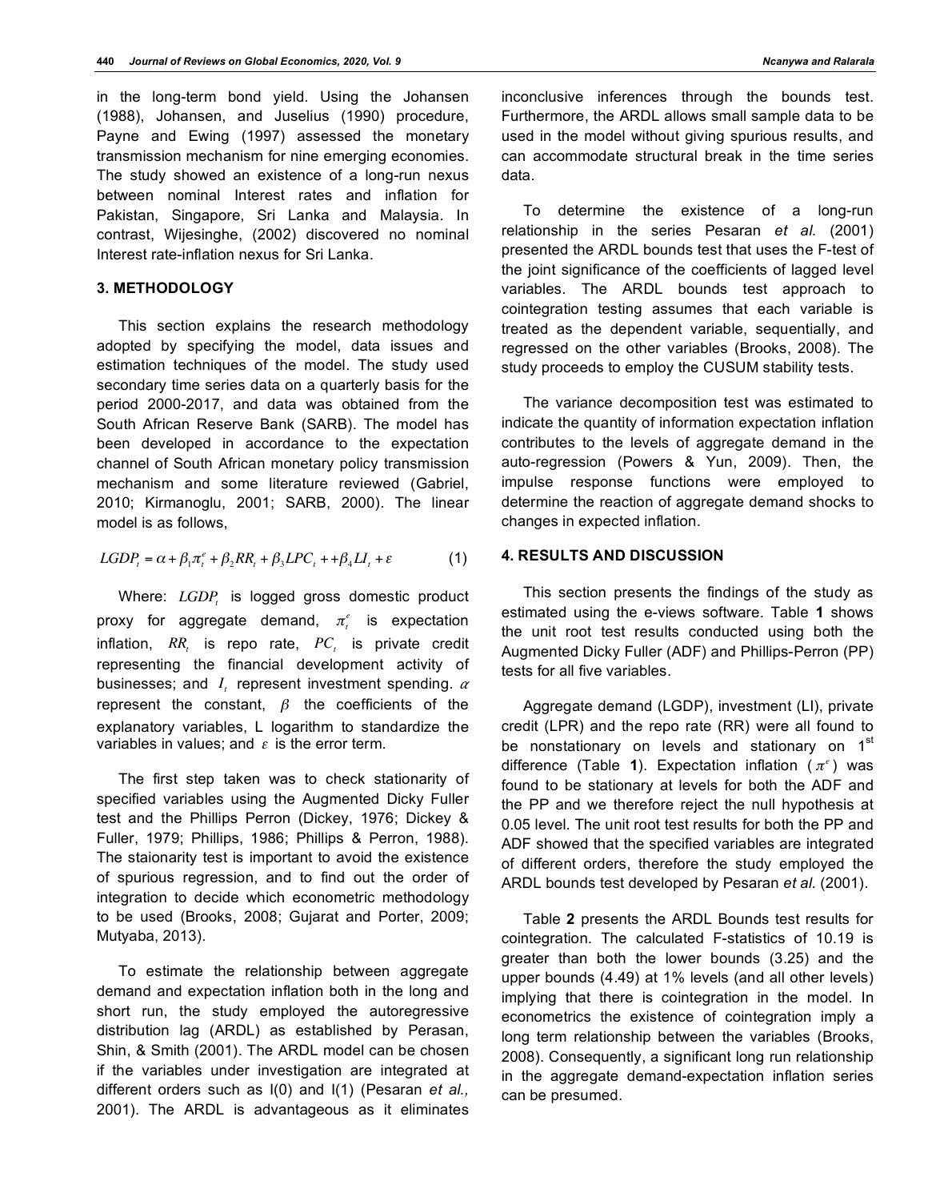in the long-term bond yield. Using the Johansen (1988), Johansen, and Juselius (1990) procedure, Payne and Ewing (1997) assessed the monetary transmission mechanism for nine emerging economies. The study showed an existence of a long-run nexus between nominal Interest rates and inflation for Pakistan, Singapore, Sri Lanka and Malaysia. In contrast, Wijesinghe, (2002) discovered no nominal Interest rate-inflation nexus for Sri Lanka.

## 3. METHODOLOGY

This section explains the research methodology adopted by specifying the model, data issues and estimation techniques of the model. The study used secondary time series data on a quarterly basis for the period 2000-2017, and data was obtained from the South African Reserve Bank (SARB). The model has been developed in accordance to the expectation channel of South African monetary policy transmission mechanism and some literature reviewed (Gabriel, 2010; Kirmanoglu, 2001; SARB, 2000). The linear model is as follows,

$$LGDP_t = \alpha + \beta_1 \pi_t^e + \beta_2 RR_t + \beta_3 LPC_t + + \beta_4 LI_t + \varepsilon \tag{1}$$

Where: $LGDP_t$ is logged gross domestic product proxy for aggregate demand, $\pi_t^e$ is expectation inflation, $RR_t$ is repo rate, $PC_t$ is private credit representing the financial development activity of businesses; and $I_t$ represent investment spending. $\alpha$ represent the constant, $\beta$ the coefficients of the explanatory variables, L logarithm to standardize the variables in values; and $\varepsilon$ is the error term.

The first step taken was to check stationarity of specified variables using the Augmented Dicky Fuller test and the Phillips Perron (Dickey, 1976; Dickey & Fuller, 1979; Phillips, 1986; Phillips & Perron, 1988). The staionarity test is important to avoid the existence of spurious regression, and to find out the order of integration to decide which econometric methodology to be used (Brooks, 2008; Gujarat and Porter, 2009; Mutyaba, 2013).

To estimate the relationship between aggregate demand and expectation inflation both in the long and short run, the study employed the autoregressive distribution lag (ARDL) as established by Perasan, Shin, & Smith (2001). The ARDL model can be chosen if the variables under investigation are integrated at different orders such as I(0) and I(1) (Pesaran *et al.,* 2001). The ARDL is advantageous as it eliminates inconclusive inferences through the bounds test. Furthermore, the ARDL allows small sample data to be used in the model without giving spurious results, and can accommodate structural break in the time series data.

To determine the existence of a long-run relationship in the series Pesaran *et al.* (2001) presented the ARDL bounds test that uses the F-test of the joint significance of the coefficients of lagged level variables. The ARDL bounds test approach to cointegration testing assumes that each variable is treated as the dependent variable, sequentially, and regressed on the other variables (Brooks, 2008). The study proceeds to employ the CUSUM stability tests.

The variance decomposition test was estimated to indicate the quantity of information expectation inflation contributes to the levels of aggregate demand in the auto-regression (Powers & Yun, 2009). Then, the impulse response functions were employed to determine the reaction of aggregate demand shocks to changes in expected inflation.

## 4. RESULTS AND DISCUSSION

This section presents the findings of the study as estimated using the e-views software. Table **1** shows the unit root test results conducted using both the Augmented Dicky Fuller (ADF) and Phillips-Perron (PP) tests for all five variables.

Aggregate demand (LGDP), investment (LI), private credit (LPR) and the repo rate (RR) were all found to be nonstationary on levels and stationary on 1st difference (Table **1**). Expectation inflation ($\pi^e$) was found to be stationary at levels for both the ADF and the PP and we therefore reject the null hypothesis at 0.05 level. The unit root test results for both the PP and ADF showed that the specified variables are integrated of different orders, therefore the study employed the ARDL bounds test developed by Pesaran *et al.* (2001).

Table **2** presents the ARDL Bounds test results for cointegration. The calculated F-statistics of 10.19 is greater than both the lower bounds (3.25) and the upper bounds (4.49) at 1% levels (and all other levels) implying that there is cointegration in the model. In econometrics the existence of cointegration imply a long term relationship between the variables (Brooks, 2008). Consequently, a significant long run relationship in the aggregate demand-expectation inflation series can be presumed.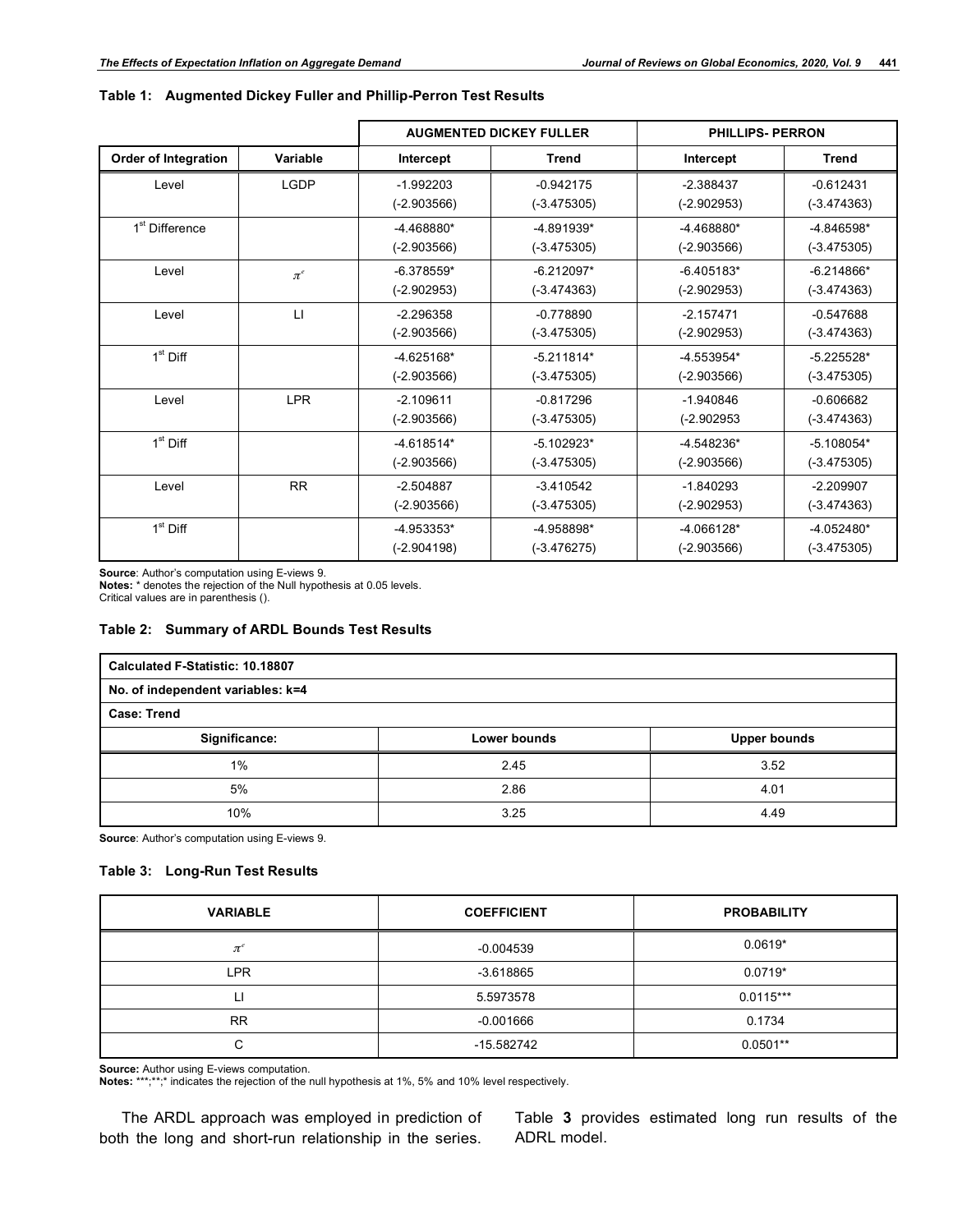**Table 1: Augmented Dickey Fuller and Phillip-Perron Test Results**

| | | AUGMENTED DICKEY FULLER | | PHILLIPS- PERRON | |
|---|---|---|---|---|---|
| Order of Integration | Variable | Intercept | Trend | Intercept | Trend |
| Level | LGDP | -1.992203 (-2.903566) | -0.942175 (-3.475305) | -2.388437 (-2.902953) | -0.612431 (-3.474363) |
| 1st Difference | | -4.468880* (-2.903566) | -4.891939* (-3.475305) | -4.468880* (-2.903566) | -4.846598* (-3.475305) |
| Level | $\pi^e$ | -6.378559* (-2.902953) | -6.212097* (-3.474363) | -6.405183* (-2.902953) | -6.214866* (-3.474363) |
| Level | LI | -2.296358 (-2.903566) | -0.778890 (-3.475305) | -2.157471 (-2.902953) | -0.547688 (-3.474363) |
| 1st Diff | | -4.625168* (-2.903566) | -5.211814* (-3.475305) | -4.553954* (-2.903566) | -5.225528* (-3.475305) |
| Level | LPR | -2.109611 (-2.903566) | -0.817296 (-3.475305) | -1.940846 (-2.902953 | -0.606682 (-3.474363) |
| 1st Diff | | -4.618514* (-2.903566) | -5.102923* (-3.475305) | -4.548236* (-2.903566) | -5.108054* (-3.475305) |
| Level | RR | -2.504887 (-2.903566) | -3.410542 (-3.475305) | -1.840293 (-2.902953) | -2.209907 (-3.474363) |
| 1st Diff | | -4.953353* (-2.904198) | -4.958898* (-3.476275) | -4.066128* (-2.903566) | -4.052480* (-3.475305) |

**Source**: Author's computation using E-views 9.
**Notes:** * denotes the rejection of the Null hypothesis at 0.05 levels.
Critical values are in parenthesis ().

**Table 2: Summary of ARDL Bounds Test Results**

| Calculated F-Statistic: 10.18807 | | |
|---|---|---|
| No. of independent variables: k=4 | | |
| Case: Trend | | |
| Significance: | Lower bounds | Upper bounds |
| 1% | 2.45 | 3.52 |
| 5% | 2.86 | 4.01 |
| 10% | 3.25 | 4.49 |

**Source**: Author's computation using E-views 9.

**Table 3: Long-Run Test Results**

| VARIABLE | COEFFICIENT | PROBABILITY |
|---|---|---|
| $\pi^e$ | -0.004539 | 0.0619* |
| LPR | -3.618865 | 0.0719* |
| LI | 5.5973578 | 0.0115*** |
| RR | -0.001666 | 0.1734 |
| C | -15.582742 | 0.0501** |

**Source:** Author using E-views computation.
**Notes:** ***;**;* indicates the rejection of the null hypothesis at 1%, 5% and 10% level respectively.

The ARDL approach was employed in prediction of both the long and short-run relationship in the series. Table **3** provides estimated long run results of the ADRL model.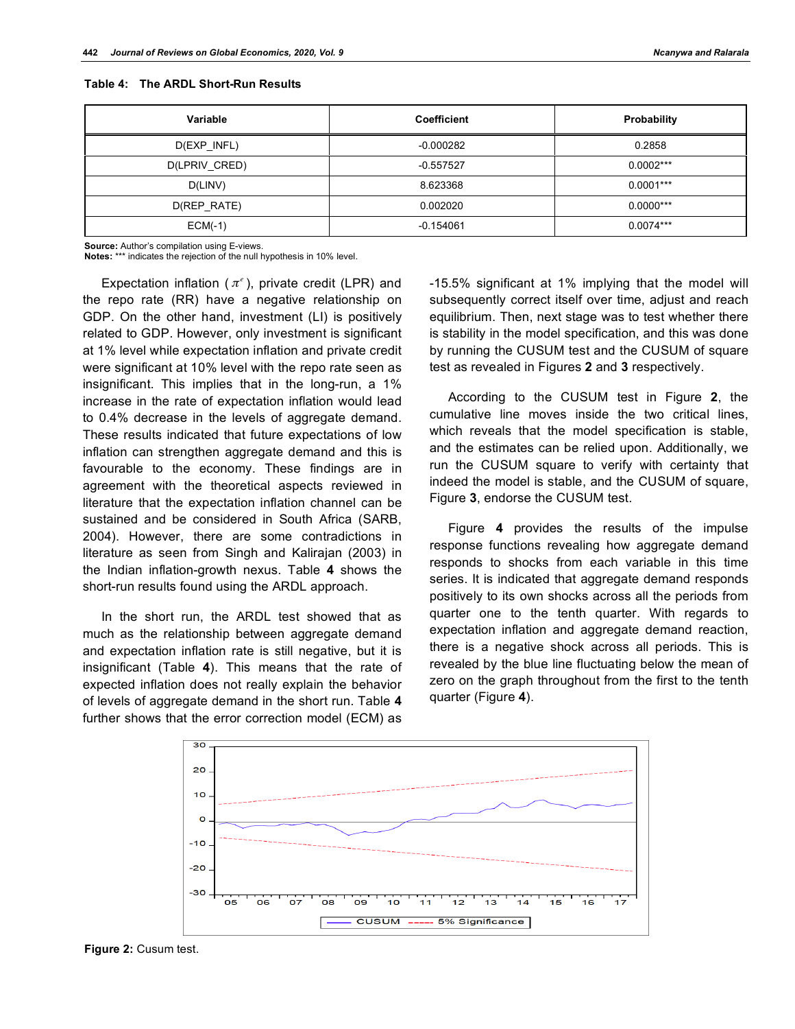**Table 4: The ARDL Short-Run Results**

| Variable | Coefficient | Probability |
|---|---|---|
| D(EXP_INFL) | -0.000282 | 0.2858 |
| D(LPRIV_CRED) | -0.557527 | 0.0002*** |
| D(LINV) | 8.623368 | 0.0001*** |
| D(REP_RATE) | 0.002020 | 0.0000*** |
| ECM(-1) | -0.154061 | 0.0074*** |

**Source:** Author's compilation using E-views.
**Notes:** *** indicates the rejection of the null hypothesis in 10% level.

Expectation inflation ($\pi^e$), private credit (LPR) and the repo rate (RR) have a negative relationship on GDP. On the other hand, investment (LI) is positively related to GDP. However, only investment is significant at 1% level while expectation inflation and private credit were significant at 10% level with the repo rate seen as insignificant. This implies that in the long-run, a 1% increase in the rate of expectation inflation would lead to 0.4% decrease in the levels of aggregate demand. These results indicated that future expectations of low inflation can strengthen aggregate demand and this is favourable to the economy. These findings are in agreement with the theoretical aspects reviewed in literature that the expectation inflation channel can be sustained and be considered in South Africa (SARB, 2004). However, there are some contradictions in literature as seen from Singh and Kalirajan (2003) in the Indian inflation-growth nexus. Table **4** shows the short-run results found using the ARDL approach.

In the short run, the ARDL test showed that as much as the relationship between aggregate demand and expectation inflation rate is still negative, but it is insignificant (Table **4**). This means that the rate of expected inflation does not really explain the behavior of levels of aggregate demand in the short run. Table **4** further shows that the error correction model (ECM) as -15.5% significant at 1% implying that the model will subsequently correct itself over time, adjust and reach equilibrium. Then, next stage was to test whether there is stability in the model specification, and this was done by running the CUSUM test and the CUSUM of square test as revealed in Figures **2** and **3** respectively.

According to the CUSUM test in Figure **2**, the cumulative line moves inside the two critical lines, which reveals that the model specification is stable, and the estimates can be relied upon. Additionally, we run the CUSUM square to verify with certainty that indeed the model is stable, and the CUSUM of square, Figure **3**, endorse the CUSUM test.

Figure **4** provides the results of the impulse response functions revealing how aggregate demand responds to shocks from each variable in this time series. It is indicated that aggregate demand responds positively to its own shocks across all the periods from quarter one to the tenth quarter. With regards to expectation inflation and aggregate demand reaction, there is a negative shock across all periods. This is revealed by the blue line fluctuating below the mean of zero on the graph throughout from the first to the tenth quarter (Figure **4**).

**Figure 2:** Cusum test.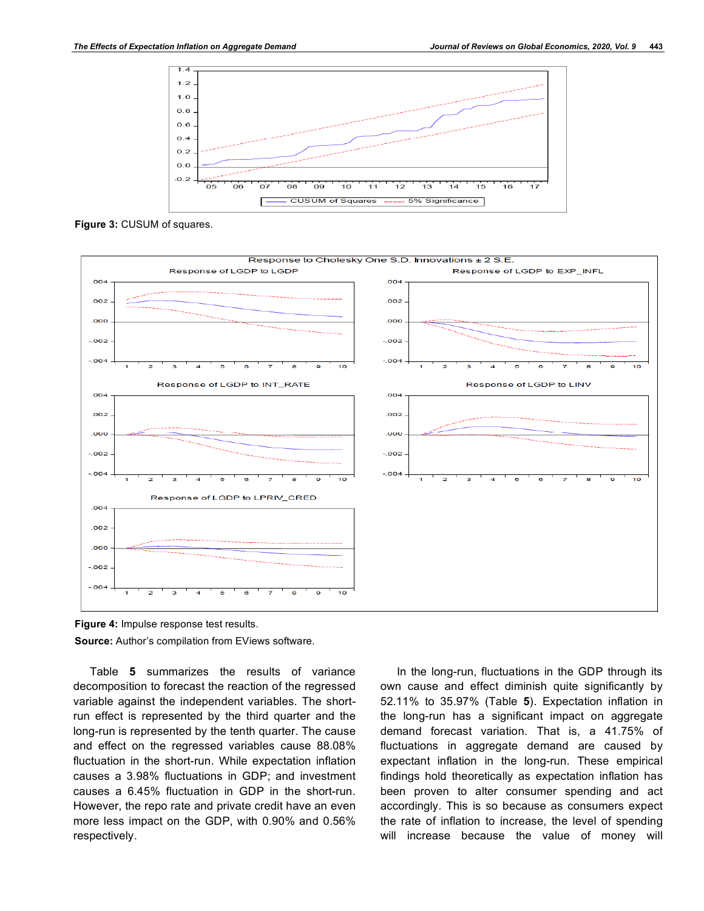Figure 3: CUSUM of squares.

Figure 4: Impulse response test results.

Source: Author's compilation from EViews software.

Table **5** summarizes the results of variance decomposition to forecast the reaction of the regressed variable against the independent variables. The short-run effect is represented by the third quarter and the long-run is represented by the tenth quarter. The cause and effect on the regressed variables cause 88.08% fluctuation in the short-run. While expectation inflation causes a 3.98% fluctuations in GDP; and investment causes a 6.45% fluctuation in GDP in the short-run. However, the repo rate and private credit have an even more less impact on the GDP, with 0.90% and 0.56% respectively.

In the long-run, fluctuations in the GDP through its own cause and effect diminish quite significantly by 52.11% to 35.97% (Table **5**). Expectation inflation in the long-run has a significant impact on aggregate demand forecast variation. That is, a 41.75% of fluctuations in aggregate demand are caused by expectant inflation in the long-run. These empirical findings hold theoretically as expectation inflation has been proven to alter consumer spending and act accordingly. This is so because as consumers expect the rate of inflation to increase, the level of spending will increase because the value of money will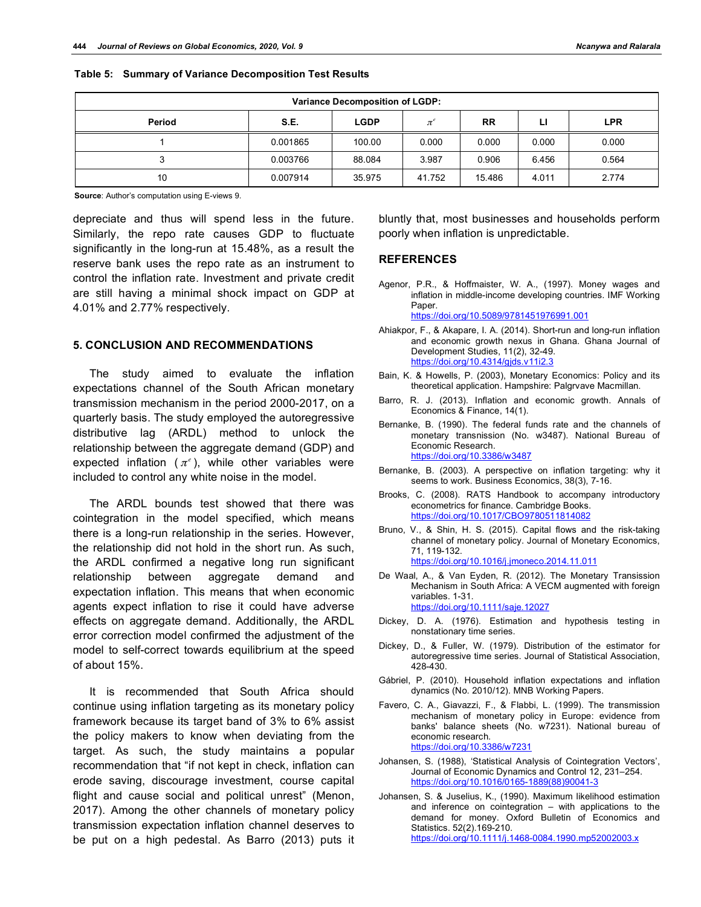**Table 5: Summary of Variance Decomposition Test Results**

| Variance Decomposition of LGDP: | | | | | | |
|---|---|---|---|---|---|---|
| Period | S.E. | LGDP | $\pi^e$ | RR | LI | LPR |
| 1 | 0.001865 | 100.00 | 0.000 | 0.000 | 0.000 | 0.000 |
| 3 | 0.003766 | 88.084 | 3.987 | 0.906 | 6.456 | 0.564 |
| 10 | 0.007914 | 35.975 | 41.752 | 15.486 | 4.011 | 2.774 |

**Source**: Author's computation using E-views 9.

depreciate and thus will spend less in the future. Similarly, the repo rate causes GDP to fluctuate significantly in the long-run at 15.48%, as a result the reserve bank uses the repo rate as an instrument to control the inflation rate. Investment and private credit are still having a minimal shock impact on GDP at 4.01% and 2.77% respectively.

## 5. CONCLUSION AND RECOMMENDATIONS

The study aimed to evaluate the inflation expectations channel of the South African monetary transmission mechanism in the period 2000-2017, on a quarterly basis. The study employed the autoregressive distributive lag (ARDL) method to unlock the relationship between the aggregate demand (GDP) and expected inflation ($\pi^e$), while other variables were included to control any white noise in the model.

The ARDL bounds test showed that there was cointegration in the model specified, which means there is a long-run relationship in the series. However, the relationship did not hold in the short run. As such, the ARDL confirmed a negative long run significant relationship between aggregate demand and expectation inflation. This means that when economic agents expect inflation to rise it could have adverse effects on aggregate demand. Additionally, the ARDL error correction model confirmed the adjustment of the model to self-correct towards equilibrium at the speed of about 15%.

It is recommended that South Africa should continue using inflation targeting as its monetary policy framework because its target band of 3% to 6% assist the policy makers to know when deviating from the target. As such, the study maintains a popular recommendation that "if not kept in check, inflation can erode saving, discourage investment, course capital flight and cause social and political unrest" (Menon, 2017). Among the other channels of monetary policy transmission expectation inflation channel deserves to be put on a high pedestal. As Barro (2013) puts it bluntly that, most businesses and households perform poorly when inflation is unpredictable.

## REFERENCES

Agenor, P.R., & Hoffmaister, W. A., (1997). Money wages and inflation in middle-income developing countries. IMF Working Paper. https://doi.org/10.5089/9781451976991.001

Ahiakpor, F., & Akapare, I. A. (2014). Short-run and long-run inflation and economic growth nexus in Ghana. Ghana Journal of Development Studies, 11(2), 32-49. https://doi.org/10.4314/gjds.v11i2.3

Bain, K. & Howells, P. (2003), Monetary Economics: Policy and its theoretical application. Hampshire: Palgrvave Macmillan.

Barro, R. J. (2013). Inflation and economic growth. Annals of Economics & Finance, 14(1).

Bernanke, B. (1990). The federal funds rate and the channels of monetary transnission (No. w3487). National Bureau of Economic Research. https://doi.org/10.3386/w3487

Bernanke, B. (2003). A perspective on inflation targeting: why it seems to work. Business Economics, 38(3), 7-16.

Brooks, C. (2008). RATS Handbook to accompany introductory econometrics for finance. Cambridge Books. https://doi.org/10.1017/CBO9780511814082

Bruno, V., & Shin, H. S. (2015). Capital flows and the risk-taking channel of monetary policy. Journal of Monetary Economics, 71, 119-132. https://doi.org/10.1016/j.jmoneco.2014.11.011

De Waal, A., & Van Eyden, R. (2012). The Monetary Transission Mechanism in South Africa: A VECM augmented with foreign variables. 1-31. https://doi.org/10.1111/saje.12027

Dickey, D. A. (1976). Estimation and hypothesis testing in nonstationary time series.

Dickey, D., & Fuller, W. (1979). Distribution of the estimator for autoregressive time series. Journal of Statistical Association, 428-430.

Gábriel, P. (2010). Household inflation expectations and inflation dynamics (No. 2010/12). MNB Working Papers.

Favero, C. A., Giavazzi, F., & Flabbi, L. (1999). The transmission mechanism of monetary policy in Europe: evidence from banks' balance sheets (No. w7231). National bureau of economic research. https://doi.org/10.3386/w7231

Johansen, S. (1988), 'Statistical Analysis of Cointegration Vectors', Journal of Economic Dynamics and Control 12, 231–254. https://doi.org/10.1016/0165-1889(88)90041-3

Johansen, S. & Juselius, K., (1990). Maximum likelihood estimation and inference on cointegration – with applications to the demand for money. Oxford Bulletin of Economics and Statistics. 52(2).169-210. https://doi.org/10.1111/j.1468-0084.1990.mp52002003.x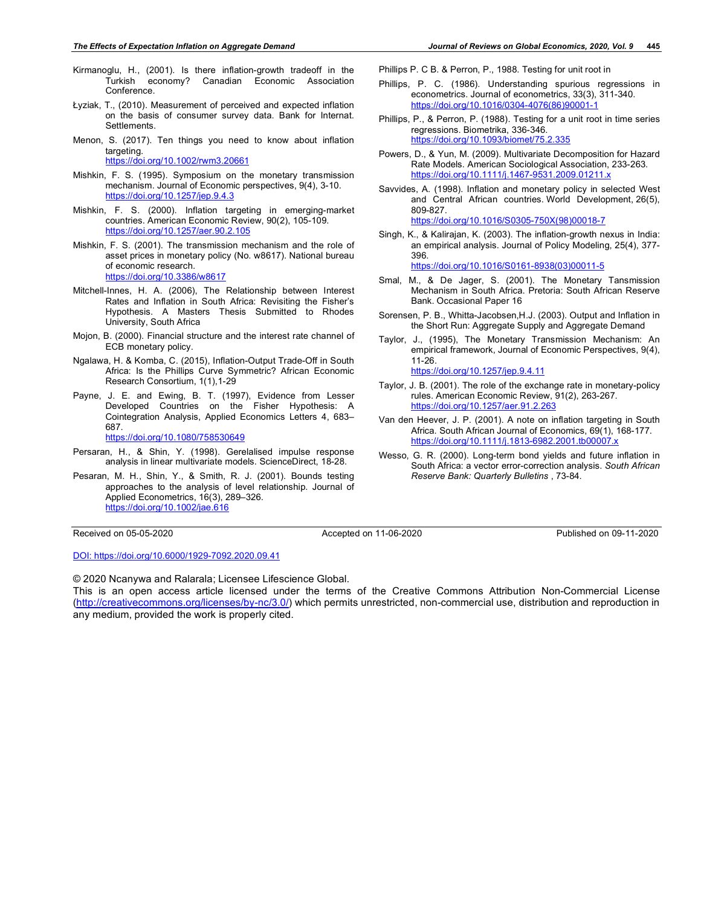Kirmanoglu, H., (2001). Is there inflation-growth tradeoff in the Turkish economy? Canadian Economic Association Conference.

Łyziak, T., (2010). Measurement of perceived and expected inflation on the basis of consumer survey data. Bank for Internat. Settlements.

Menon, S. (2017). Ten things you need to know about inflation targeting. https://doi.org/10.1002/rwm3.20661

Mishkin, F. S. (1995). Symposium on the monetary transmission mechanism. Journal of Economic perspectives, 9(4), 3-10. https://doi.org/10.1257/jep.9.4.3

Mishkin, F. S. (2000). Inflation targeting in emerging-market countries. American Economic Review, 90(2), 105-109. https://doi.org/10.1257/aer.90.2.105

Mishkin, F. S. (2001). The transmission mechanism and the role of asset prices in monetary policy (No. w8617). National bureau of economic research. https://doi.org/10.3386/w8617

Mitchell-Innes, H. A. (2006), The Relationship between Interest Rates and Inflation in South Africa: Revisiting the Fisher's Hypothesis. A Masters Thesis Submitted to Rhodes University, South Africa

Mojon, B. (2000). Financial structure and the interest rate channel of ECB monetary policy.

Ngalawa, H. & Komba, C. (2015), Inflation-Output Trade-Off in South Africa: Is the Phillips Curve Symmetric? African Economic Research Consortium, 1(1),1-29

Payne, J. E. and Ewing, B. T. (1997), Evidence from Lesser Developed Countries on the Fisher Hypothesis: A Cointegration Analysis, Applied Economics Letters 4, 683–687. https://doi.org/10.1080/758530649

Persaran, H., & Shin, Y. (1998). Gerelalised impulse response analysis in linear multivariate models. ScienceDirect, 18-28.

Pesaran, M. H., Shin, Y., & Smith, R. J. (2001). Bounds testing approaches to the analysis of level relationship. Journal of Applied Econometrics, 16(3), 289–326. https://doi.org/10.1002/jae.616

Phillips P. C B. & Perron, P., 1988. Testing for unit root in

Phillips, P. C. (1986). Understanding spurious regressions in econometrics. Journal of econometrics, 33(3), 311-340. https://doi.org/10.1016/0304-4076(86)90001-1

Phillips, P., & Perron, P. (1988). Testing for a unit root in time series regressions. Biometrika, 336-346. https://doi.org/10.1093/biomet/75.2.335

Powers, D., & Yun, M. (2009). Multivariate Decomposition for Hazard Rate Models. American Sociological Association, 233-263. https://doi.org/10.1111/j.1467-9531.2009.01211.x

Savvides, A. (1998). Inflation and monetary policy in selected West and Central African countries. World Development, 26(5), 809-827. https://doi.org/10.1016/S0305-750X(98)00018-7

Singh, K., & Kalirajan, K. (2003). The inflation-growth nexus in India: an empirical analysis. Journal of Policy Modeling, 25(4), 377-396. https://doi.org/10.1016/S0161-8938(03)00011-5

Smal, M., & De Jager, S. (2001). The Monetary Tansmission Mechanism in South Africa. Pretoria: South African Reserve Bank. Occasional Paper 16

Sorensen, P. B., Whitta-Jacobsen,H.J. (2003). Output and Inflation in the Short Run: Aggregate Supply and Aggregate Demand

Taylor, J., (1995), The Monetary Transmission Mechanism: An empirical framework, Journal of Economic Perspectives, 9(4), 11-26. https://doi.org/10.1257/jep.9.4.11

Taylor, J. B. (2001). The role of the exchange rate in monetary-policy rules. American Economic Review, 91(2), 263-267. https://doi.org/10.1257/aer.91.2.263

Van den Heever, J. P. (2001). A note on inflation targeting in South Africa. South African Journal of Economics, 69(1), 168-177. https://doi.org/10.1111/j.1813-6982.2001.tb00007.x

Wesso, G. R. (2000). Long-term bond yields and future inflation in South Africa: a vector error-correction analysis. *South African Reserve Bank: Quarterly Bulletins* , 73-84.

Received on 05-05-2020 Accepted on 11-06-2020 Published on 09-11-2020

DOI: https://doi.org/10.6000/1929-7092.2020.09.41

© 2020 Ncanywa and Ralarala; Licensee Lifescience Global.

This is an open access article licensed under the terms of the Creative Commons Attribution Non-Commercial License (http://creativecommons.org/licenses/by-nc/3.0/) which permits unrestricted, non-commercial use, distribution and reproduction in any medium, provided the work is properly cited.